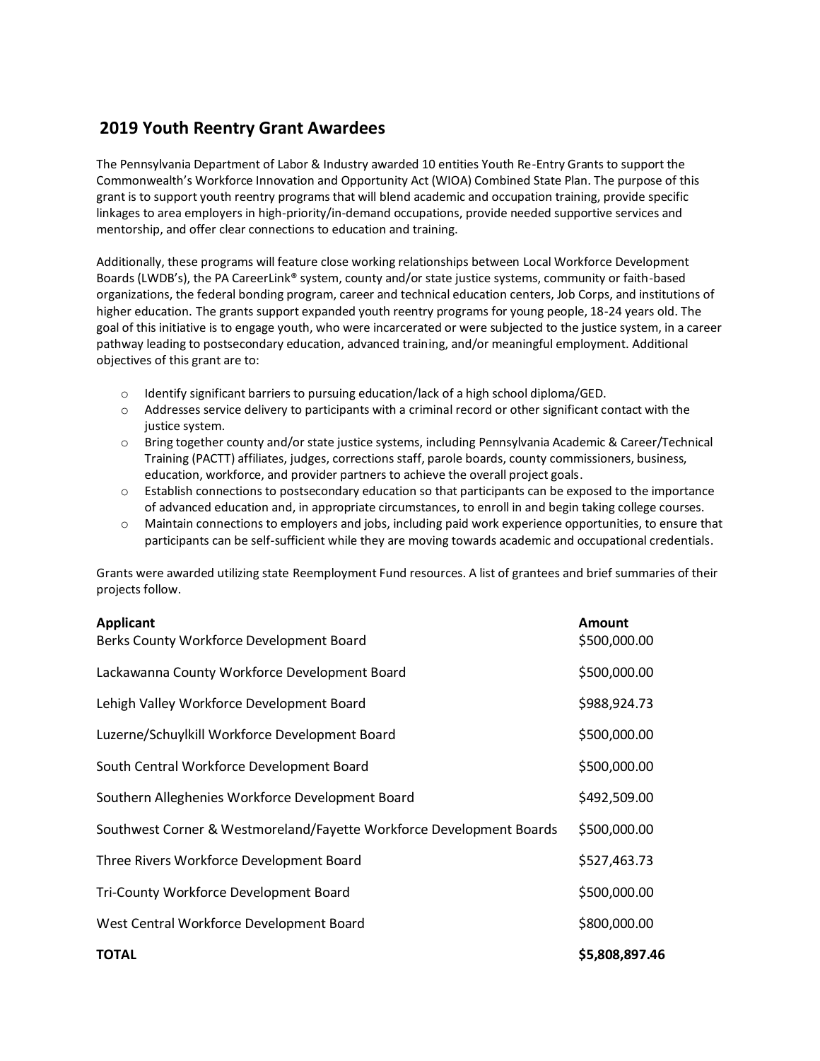## 2019 Youth Reentry Grant Awardees

The Pennsylvania Department of Labor & Industry awarded 10 entities Youth Re-Entry Grants to support the Commonwealth's Workforce Innovation and Opportunity Act (WIOA) Combined State Plan. The purpose of this grant is to support youth reentry programs that will blend academic and occupation training, provide specific linkages to area employers in high-priority/in-demand occupations, provide needed supportive services and mentorship, and offer clear connections to education and training.

Additionally, these programs will feature close working relationships between Local Workforce Development Boards (LWDB's), the PA CareerLink® system, county and/or state justice systems, community or faith-based organizations, the federal bonding program, career and technical education centers, Job Corps, and institutions of higher education. The grants support expanded youth reentry programs for young people, 18-24 years old. The goal of this initiative is to engage youth, who were incarcerated or were subjected to the justice system, in a career pathway leading to postsecondary education, advanced training, and/or meaningful employment. Additional objectives of this grant are to:

- Identify significant barriers to pursuing education/lack of a high school diploma/GED.
- Addresses service delivery to participants with a criminal record or other significant contact with the justice system.
- Bring together county and/or state justice systems, including Pennsylvania Academic & Career/Technical Training (PACTT) affiliates, judges, corrections staff, parole boards, county commissioners, business, education, workforce, and provider partners to achieve the overall project goals.
- Establish connections to postsecondary education so that participants can be exposed to the importance of advanced education and, in appropriate circumstances, to enroll in and begin taking college courses.
- Maintain connections to employers and jobs, including paid work experience opportunities, to ensure that participants can be self-sufficient while they are moving towards academic and occupational credentials.

Grants were awarded utilizing state Reemployment Fund resources. A list of grantees and brief summaries of their projects follow.

| Applicant | Amount |
|---|---|
| Berks County Workforce Development Board | $500,000.00 |
| Lackawanna County Workforce Development Board | $500,000.00 |
| Lehigh Valley Workforce Development Board | $988,924.73 |
| Luzerne/Schuylkill Workforce Development Board | $500,000.00 |
| South Central Workforce Development Board | $500,000.00 |
| Southern Alleghenies Workforce Development Board | $492,509.00 |
| Southwest Corner & Westmoreland/Fayette Workforce Development Boards | $500,000.00 |
| Three Rivers Workforce Development Board | $527,463.73 |
| Tri-County Workforce Development Board | $500,000.00 |
| West Central Workforce Development Board | $800,000.00 |
| **TOTAL** | **$5,808,897.46** |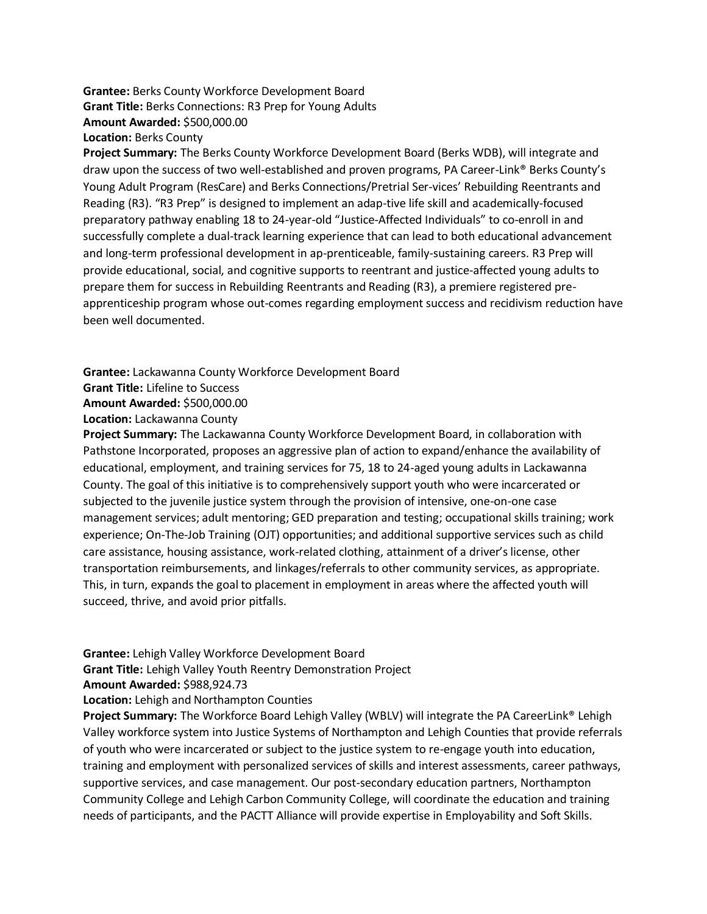**Grantee:** Berks County Workforce Development Board
**Grant Title:** Berks Connections: R3 Prep for Young Adults
**Amount Awarded:** $500,000.00
**Location:** Berks County
**Project Summary:** The Berks County Workforce Development Board (Berks WDB), will integrate and draw upon the success of two well-established and proven programs, PA Career-Link® Berks County's Young Adult Program (ResCare) and Berks Connections/Pretrial Ser-vices' Rebuilding Reentrants and Reading (R3). "R3 Prep" is designed to implement an adap-tive life skill and academically-focused preparatory pathway enabling 18 to 24-year-old "Justice-Affected Individuals" to co-enroll in and successfully complete a dual-track learning experience that can lead to both educational advancement and long-term professional development in ap-prenticeable, family-sustaining careers. R3 Prep will provide educational, social, and cognitive supports to reentrant and justice-affected young adults to prepare them for success in Rebuilding Reentrants and Reading (R3), a premiere registered pre-apprenticeship program whose out-comes regarding employment success and recidivism reduction have been well documented.

**Grantee:** Lackawanna County Workforce Development Board
**Grant Title:** Lifeline to Success
**Amount Awarded:** $500,000.00
**Location:** Lackawanna County
**Project Summary:** The Lackawanna County Workforce Development Board, in collaboration with Pathstone Incorporated, proposes an aggressive plan of action to expand/enhance the availability of educational, employment, and training services for 75, 18 to 24-aged young adults in Lackawanna County. The goal of this initiative is to comprehensively support youth who were incarcerated or subjected to the juvenile justice system through the provision of intensive, one-on-one case management services; adult mentoring; GED preparation and testing; occupational skills training; work experience; On-The-Job Training (OJT) opportunities; and additional supportive services such as child care assistance, housing assistance, work-related clothing, attainment of a driver's license, other transportation reimbursements, and linkages/referrals to other community services, as appropriate. This, in turn, expands the goal to placement in employment in areas where the affected youth will succeed, thrive, and avoid prior pitfalls.

**Grantee:** Lehigh Valley Workforce Development Board
**Grant Title:** Lehigh Valley Youth Reentry Demonstration Project
**Amount Awarded:** $988,924.73
**Location:** Lehigh and Northampton Counties
**Project Summary:** The Workforce Board Lehigh Valley (WBLV) will integrate the PA CareerLink® Lehigh Valley workforce system into Justice Systems of Northampton and Lehigh Counties that provide referrals of youth who were incarcerated or subject to the justice system to re-engage youth into education, training and employment with personalized services of skills and interest assessments, career pathways, supportive services, and case management. Our post-secondary education partners, Northampton Community College and Lehigh Carbon Community College, will coordinate the education and training needs of participants, and the PACTT Alliance will provide expertise in Employability and Soft Skills.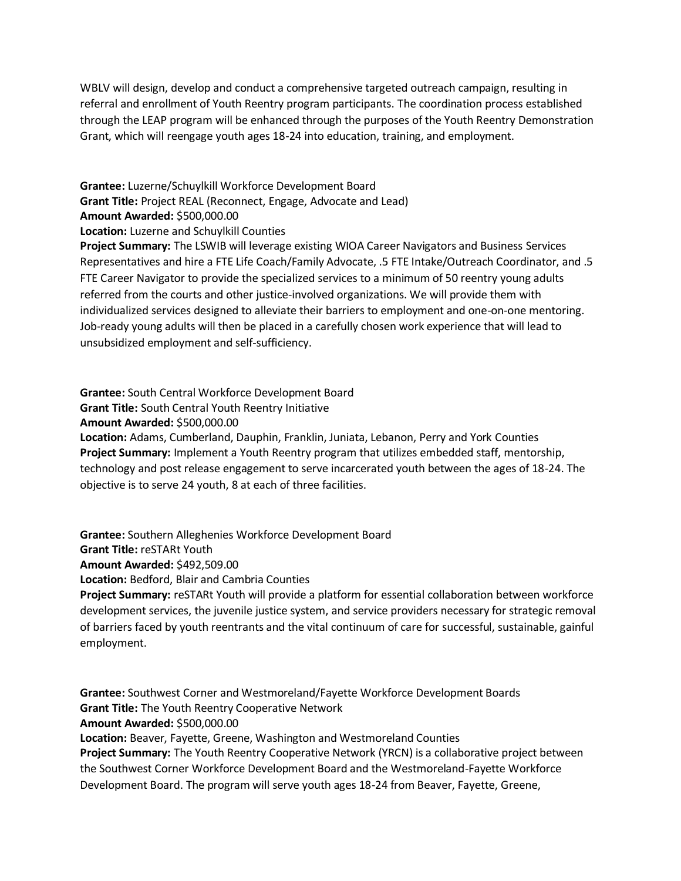WBLV will design, develop and conduct a comprehensive targeted outreach campaign, resulting in referral and enrollment of Youth Reentry program participants. The coordination process established through the LEAP program will be enhanced through the purposes of the Youth Reentry Demonstration Grant, which will reengage youth ages 18-24 into education, training, and employment.

**Grantee:** Luzerne/Schuylkill Workforce Development Board
**Grant Title:** Project REAL (Reconnect, Engage, Advocate and Lead)
**Amount Awarded:** $500,000.00
**Location:** Luzerne and Schuylkill Counties
**Project Summary:** The LSWIB will leverage existing WIOA Career Navigators and Business Services Representatives and hire a FTE Life Coach/Family Advocate, .5 FTE Intake/Outreach Coordinator, and .5 FTE Career Navigator to provide the specialized services to a minimum of 50 reentry young adults referred from the courts and other justice-involved organizations. We will provide them with individualized services designed to alleviate their barriers to employment and one-on-one mentoring. Job-ready young adults will then be placed in a carefully chosen work experience that will lead to unsubsidized employment and self-sufficiency.

**Grantee:** South Central Workforce Development Board
**Grant Title:** South Central Youth Reentry Initiative
**Amount Awarded:** $500,000.00
**Location:** Adams, Cumberland, Dauphin, Franklin, Juniata, Lebanon, Perry and York Counties
**Project Summary:** Implement a Youth Reentry program that utilizes embedded staff, mentorship, technology and post release engagement to serve incarcerated youth between the ages of 18-24. The objective is to serve 24 youth, 8 at each of three facilities.

**Grantee:** Southern Alleghenies Workforce Development Board
**Grant Title:** reSTARt Youth
**Amount Awarded:** $492,509.00
**Location:** Bedford, Blair and Cambria Counties
**Project Summary:** reSTARt Youth will provide a platform for essential collaboration between workforce development services, the juvenile justice system, and service providers necessary for strategic removal of barriers faced by youth reentrants and the vital continuum of care for successful, sustainable, gainful employment.

**Grantee:** Southwest Corner and Westmoreland/Fayette Workforce Development Boards
**Grant Title:** The Youth Reentry Cooperative Network
**Amount Awarded:** $500,000.00
**Location:** Beaver, Fayette, Greene, Washington and Westmoreland Counties
**Project Summary:** The Youth Reentry Cooperative Network (YRCN) is a collaborative project between the Southwest Corner Workforce Development Board and the Westmoreland-Fayette Workforce Development Board. The program will serve youth ages 18-24 from Beaver, Fayette, Greene,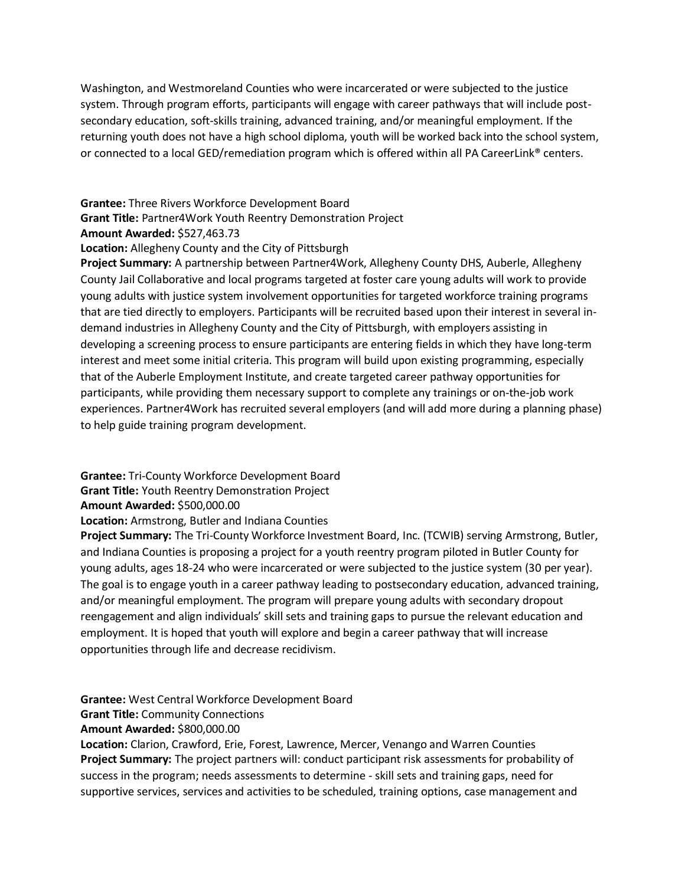Washington, and Westmoreland Counties who were incarcerated or were subjected to the justice system. Through program efforts, participants will engage with career pathways that will include post-secondary education, soft-skills training, advanced training, and/or meaningful employment. If the returning youth does not have a high school diploma, youth will be worked back into the school system, or connected to a local GED/remediation program which is offered within all PA CareerLink® centers.

**Grantee:** Three Rivers Workforce Development Board
**Grant Title:** Partner4Work Youth Reentry Demonstration Project
**Amount Awarded:** $527,463.73
**Location:** Allegheny County and the City of Pittsburgh
**Project Summary:** A partnership between Partner4Work, Allegheny County DHS, Auberle, Allegheny County Jail Collaborative and local programs targeted at foster care young adults will work to provide young adults with justice system involvement opportunities for targeted workforce training programs that are tied directly to employers. Participants will be recruited based upon their interest in several in-demand industries in Allegheny County and the City of Pittsburgh, with employers assisting in developing a screening process to ensure participants are entering fields in which they have long-term interest and meet some initial criteria. This program will build upon existing programming, especially that of the Auberle Employment Institute, and create targeted career pathway opportunities for participants, while providing them necessary support to complete any trainings or on-the-job work experiences. Partner4Work has recruited several employers (and will add more during a planning phase) to help guide training program development.

**Grantee:** Tri-County Workforce Development Board
**Grant Title:** Youth Reentry Demonstration Project
**Amount Awarded:** $500,000.00
**Location:** Armstrong, Butler and Indiana Counties
**Project Summary:** The Tri-County Workforce Investment Board, Inc. (TCWIB) serving Armstrong, Butler, and Indiana Counties is proposing a project for a youth reentry program piloted in Butler County for young adults, ages 18-24 who were incarcerated or were subjected to the justice system (30 per year). The goal is to engage youth in a career pathway leading to postsecondary education, advanced training, and/or meaningful employment. The program will prepare young adults with secondary dropout reengagement and align individuals' skill sets and training gaps to pursue the relevant education and employment. It is hoped that youth will explore and begin a career pathway that will increase opportunities through life and decrease recidivism.

**Grantee:** West Central Workforce Development Board
**Grant Title:** Community Connections
**Amount Awarded:** $800,000.00
**Location:** Clarion, Crawford, Erie, Forest, Lawrence, Mercer, Venango and Warren Counties
**Project Summary:** The project partners will: conduct participant risk assessments for probability of success in the program; needs assessments to determine - skill sets and training gaps, need for supportive services, services and activities to be scheduled, training options, case management and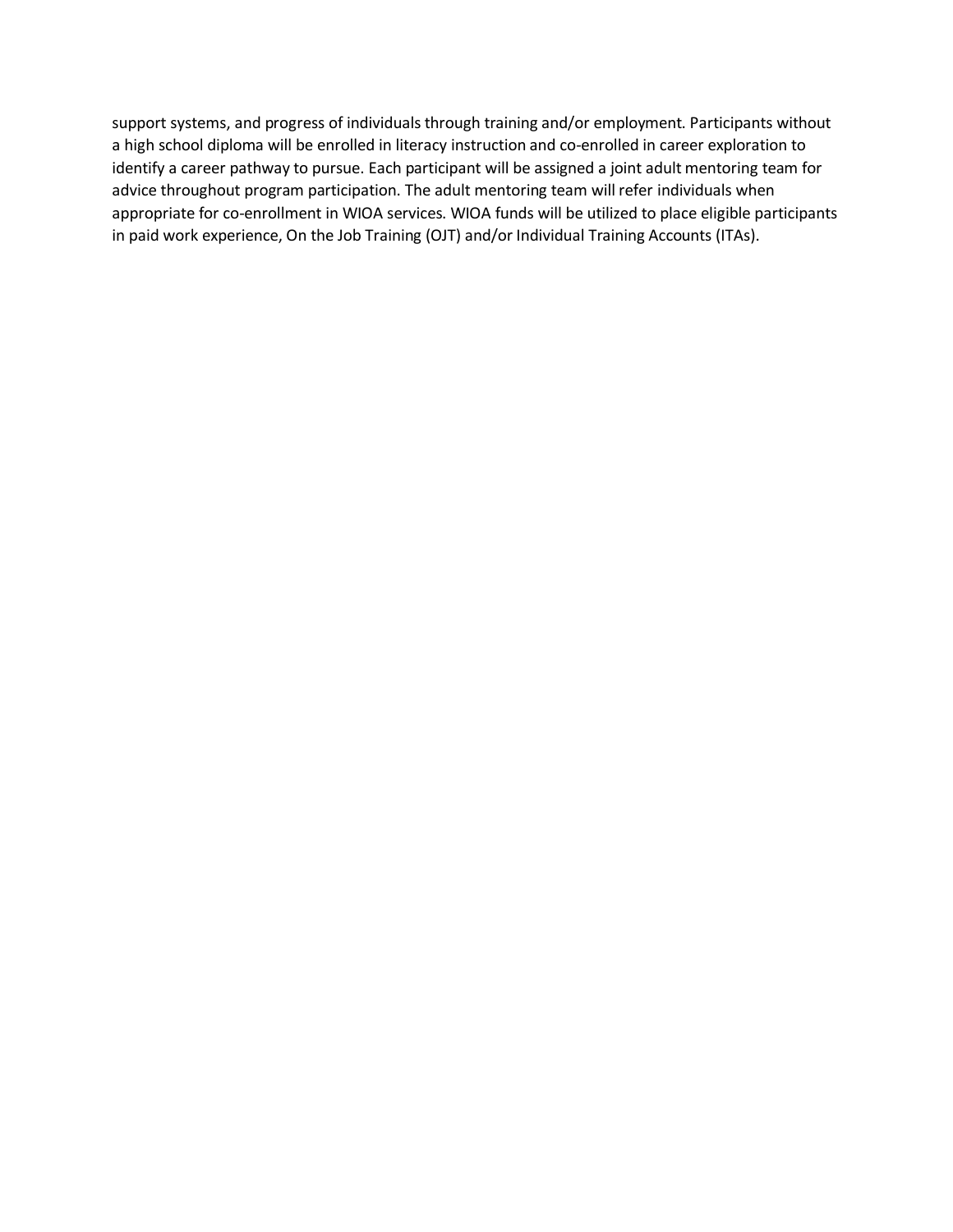support systems, and progress of individuals through training and/or employment. Participants without a high school diploma will be enrolled in literacy instruction and co-enrolled in career exploration to identify a career pathway to pursue. Each participant will be assigned a joint adult mentoring team for advice throughout program participation. The adult mentoring team will refer individuals when appropriate for co-enrollment in WIOA services. WIOA funds will be utilized to place eligible participants in paid work experience, On the Job Training (OJT) and/or Individual Training Accounts (ITAs).